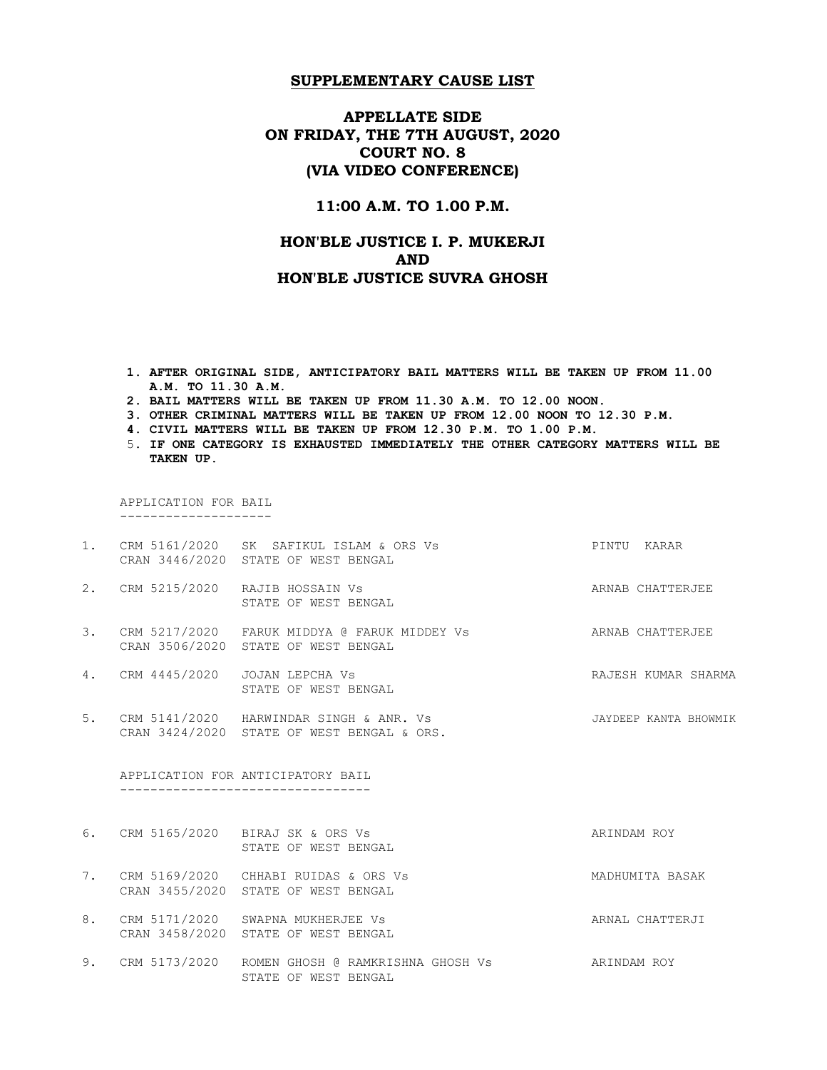# SUPPLEMENTARY CAUSE LIST

## APPELLATE SIDE
## ON FRIDAY, THE 7TH AUGUST, 2020
## COURT NO. 8
## (VIA VIDEO CONFERENCE)

### 11:00 A.M. TO 1.00 P.M.

### HON'BLE JUSTICE I. P. MUKERJI
### AND
### HON'BLE JUSTICE SUVRA GHOSH

1. **AFTER ORIGINAL SIDE, ANTICIPATORY BAIL MATTERS WILL BE TAKEN UP FROM 11.00 A.M. TO 11.30 A.M.**
2. **BAIL MATTERS WILL BE TAKEN UP FROM 11.30 A.M. TO 12.00 NOON.**
3. **OTHER CRIMINAL MATTERS WILL BE TAKEN UP FROM 12.00 NOON TO 12.30 P.M.**
4. **CIVIL MATTERS WILL BE TAKEN UP FROM 12.30 P.M. TO 1.00 P.M.**
5. **IF ONE CATEGORY IS EXHAUSTED IMMEDIATELY THE OTHER CATEGORY MATTERS WILL BE TAKEN UP.**

APPLICATION FOR BAIL
--------------------

| No. | Case No. | Parties | Advocate |
|---|---|---|---|
| 1. | CRM 5161/2020<br>CRAN 3446/2020 | SK SAFIKUL ISLAM & ORS Vs<br>STATE OF WEST BENGAL | PINTU KARAR |
| 2. | CRM 5215/2020 | RAJIB HOSSAIN Vs<br>STATE OF WEST BENGAL | ARNAB CHATTERJEE |
| 3. | CRM 5217/2020<br>CRAN 3506/2020 | FARUK MIDDYA @ FARUK MIDDEY Vs<br>STATE OF WEST BENGAL | ARNAB CHATTERJEE |
| 4. | CRM 4445/2020 | JOJAN LEPCHA Vs<br>STATE OF WEST BENGAL | RAJESH KUMAR SHARMA |
| 5. | CRM 5141/2020<br>CRAN 3424/2020 | HARWINDAR SINGH & ANR. Vs<br>STATE OF WEST BENGAL & ORS. | JAYDEEP KANTA BHOWMIK |

APPLICATION FOR ANTICIPATORY BAIL
---------------------------------

| No. | Case No. | Parties | Advocate |
|---|---|---|---|
| 6. | CRM 5165/2020 | BIRAJ SK & ORS Vs<br>STATE OF WEST BENGAL | ARINDAM ROY |
| 7. | CRM 5169/2020<br>CRAN 3455/2020 | CHHABI RUIDAS & ORS Vs<br>STATE OF WEST BENGAL | MADHUMITA BASAK |
| 8. | CRM 5171/2020<br>CRAN 3458/2020 | SWAPNA MUKHERJEE Vs<br>STATE OF WEST BENGAL | ARNAL CHATTERJI |
| 9. | CRM 5173/2020 | ROMEN GHOSH @ RAMKRISHNA GHOSH Vs<br>STATE OF WEST BENGAL | ARINDAM ROY |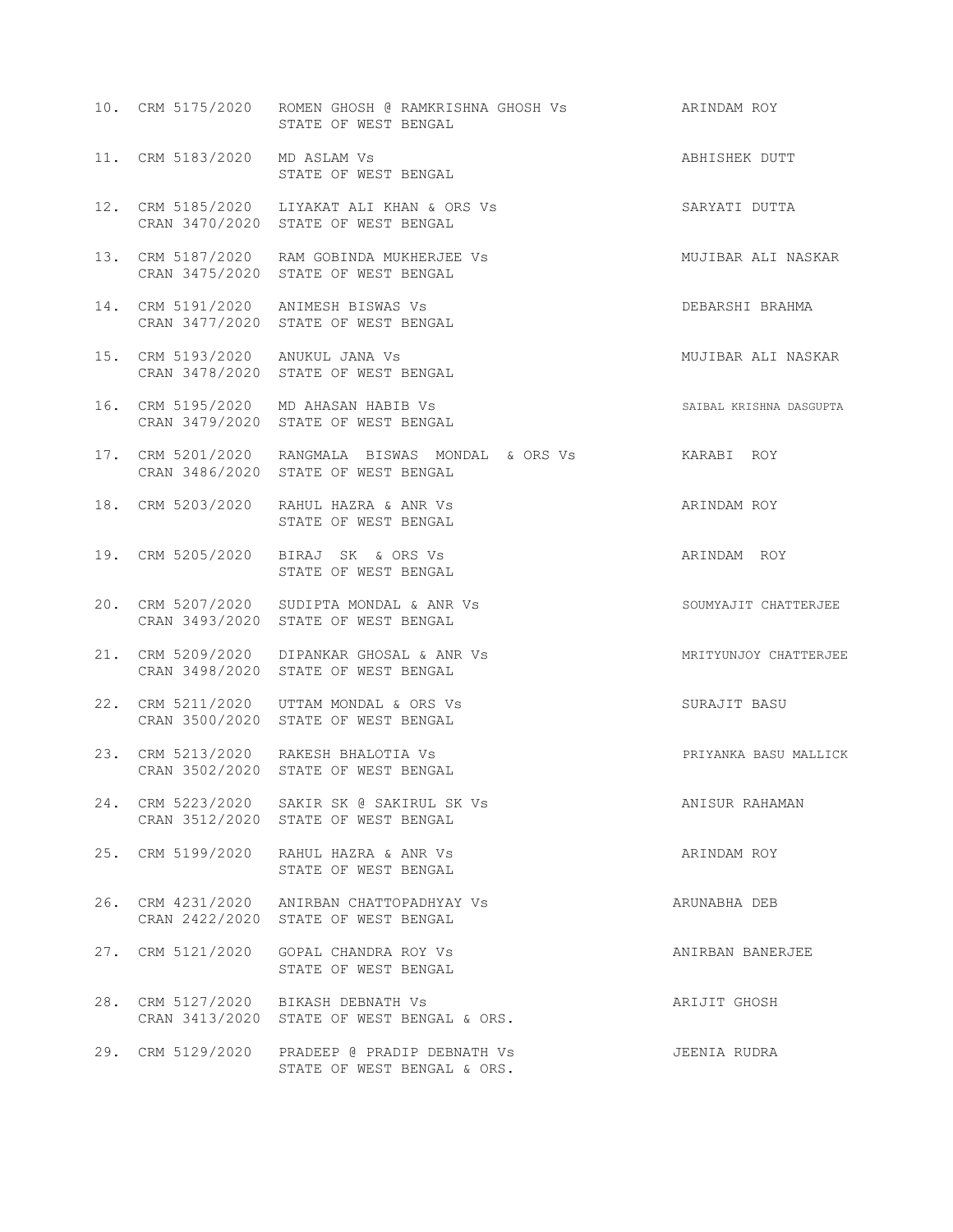| | | | |
|---|---|---|---|
| 10. | CRM 5175/2020 | ROMEN GHOSH @ RAMKRISHNA GHOSH Vs STATE OF WEST BENGAL | ARINDAM ROY |
| 11. | CRM 5183/2020 | MD ASLAM Vs STATE OF WEST BENGAL | ABHISHEK DUTT |
| 12. | CRM 5185/2020 CRAN 3470/2020 | LIYAKAT ALI KHAN & ORS Vs STATE OF WEST BENGAL | SARYATI DUTTA |
| 13. | CRM 5187/2020 CRAN 3475/2020 | RAM GOBINDA MUKHERJEE Vs STATE OF WEST BENGAL | MUJIBAR ALI NASKAR |
| 14. | CRM 5191/2020 CRAN 3477/2020 | ANIMESH BISWAS Vs STATE OF WEST BENGAL | DEBARSHI BRAHMA |
| 15. | CRM 5193/2020 CRAN 3478/2020 | ANUKUL JANA Vs STATE OF WEST BENGAL | MUJIBAR ALI NASKAR |
| 16. | CRM 5195/2020 CRAN 3479/2020 | MD AHASAN HABIB Vs STATE OF WEST BENGAL | SAIBAL KRISHNA DASGUPTA |
| 17. | CRM 5201/2020 CRAN 3486/2020 | RANGMALA BISWAS MONDAL & ORS Vs STATE OF WEST BENGAL | KARABI ROY |
| 18. | CRM 5203/2020 | RAHUL HAZRA & ANR Vs STATE OF WEST BENGAL | ARINDAM ROY |
| 19. | CRM 5205/2020 | BIRAJ SK & ORS Vs STATE OF WEST BENGAL | ARINDAM ROY |
| 20. | CRM 5207/2020 CRAN 3493/2020 | SUDIPTA MONDAL & ANR Vs STATE OF WEST BENGAL | SOUMYAJIT CHATTERJEE |
| 21. | CRM 5209/2020 CRAN 3498/2020 | DIPANKAR GHOSAL & ANR Vs STATE OF WEST BENGAL | MRITYUNJOY CHATTERJEE |
| 22. | CRM 5211/2020 CRAN 3500/2020 | UTTAM MONDAL & ORS Vs STATE OF WEST BENGAL | SURAJIT BASU |
| 23. | CRM 5213/2020 CRAN 3502/2020 | RAKESH BHALOTIA Vs STATE OF WEST BENGAL | PRIYANKA BASU MALLICK |
| 24. | CRM 5223/2020 CRAN 3512/2020 | SAKIR SK @ SAKIRUL SK Vs STATE OF WEST BENGAL | ANISUR RAHAMAN |
| 25. | CRM 5199/2020 | RAHUL HAZRA & ANR Vs STATE OF WEST BENGAL | ARINDAM ROY |
| 26. | CRM 4231/2020 CRAN 2422/2020 | ANIRBAN CHATTOPADHYAY Vs STATE OF WEST BENGAL | ARUNABHA DEB |
| 27. | CRM 5121/2020 | GOPAL CHANDRA ROY Vs STATE OF WEST BENGAL | ANIRBAN BANERJEE |
| 28. | CRM 5127/2020 CRAN 3413/2020 | BIKASH DEBNATH Vs STATE OF WEST BENGAL & ORS. | ARIJIT GHOSH |
| 29. | CRM 5129/2020 | PRADEEP @ PRADIP DEBNATH Vs STATE OF WEST BENGAL & ORS. | JEENIA RUDRA |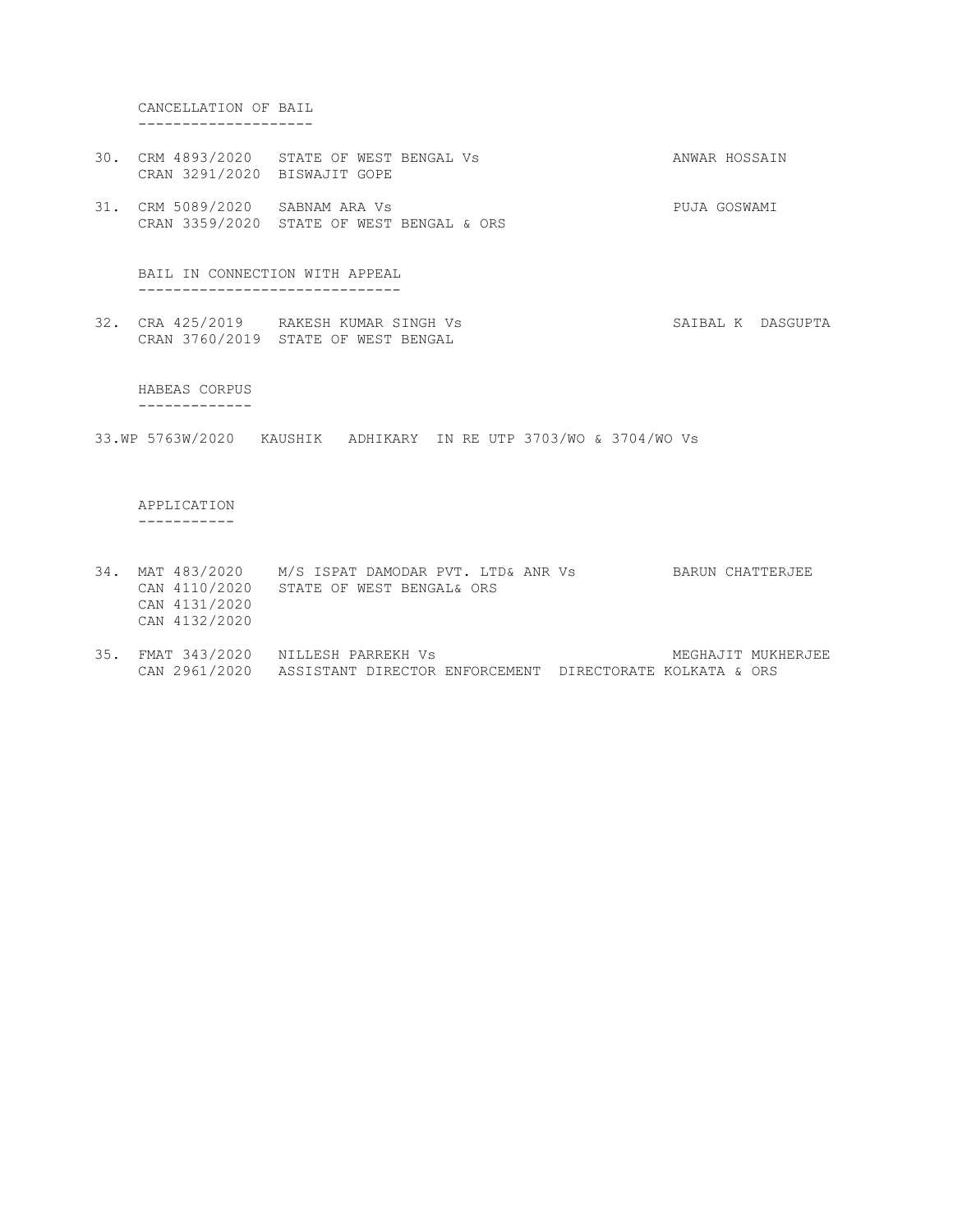## CANCELLATION OF BAIL

30. CRM 4893/2020 STATE OF WEST BENGAL Vs ANWAR HOSSAIN
    CRAN 3291/2020 BISWAJIT GOPE

31. CRM 5089/2020 SABNAM ARA Vs PUJA GOSWAMI
    CRAN 3359/2020 STATE OF WEST BENGAL & ORS

## BAIL IN CONNECTION WITH APPEAL

32. CRA 425/2019 RAKESH KUMAR SINGH Vs SAIBAL K DASGUPTA
    CRAN 3760/2019 STATE OF WEST BENGAL

## HABEAS CORPUS

33. WP 5763W/2020 KAUSHIK ADHIKARY IN RE UTP 3703/WO & 3704/WO Vs

## APPLICATION

34. MAT 483/2020 M/S ISPAT DAMODAR PVT. LTD& ANR Vs BARUN CHATTERJEE
    CAN 4110/2020 STATE OF WEST BENGAL& ORS
    CAN 4131/2020
    CAN 4132/2020

35. FMAT 343/2020 NILLESH PARREKH Vs MEGHAJIT MUKHERJEE
    CAN 2961/2020 ASSISTANT DIRECTOR ENFORCEMENT DIRECTORATE KOLKATA & ORS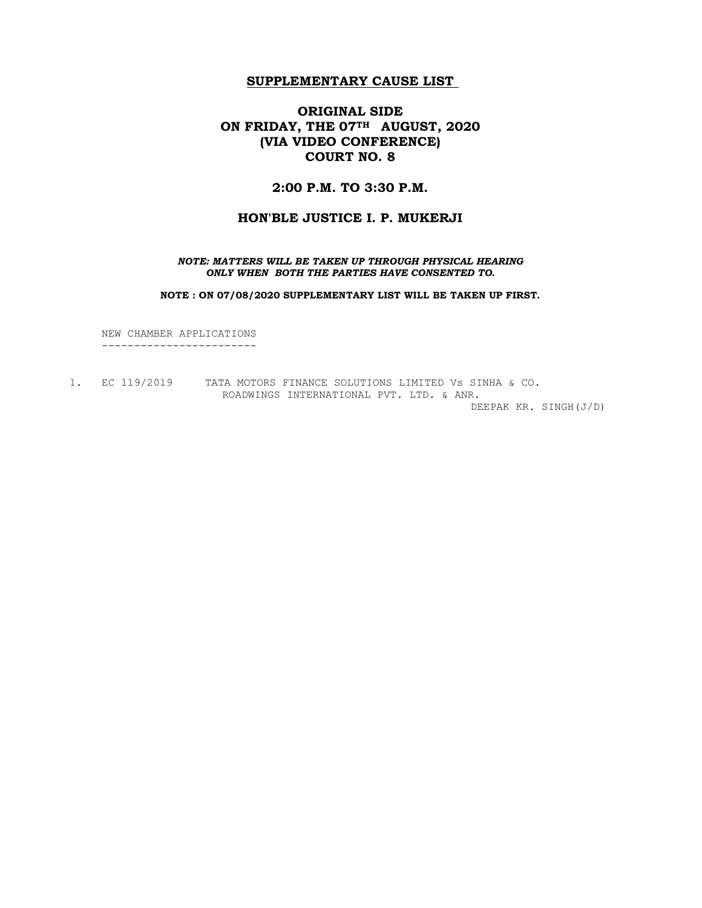## SUPPLEMENTARY CAUSE LIST

## ORIGINAL SIDE
## ON FRIDAY, THE 07TH AUGUST, 2020
## (VIA VIDEO CONFERENCE)
## COURT NO. 8

### 2:00 P.M. TO 3:30 P.M.

### HON'BLE JUSTICE I. P. MUKERJI

***NOTE: MATTERS WILL BE TAKEN UP THROUGH PHYSICAL HEARING ONLY WHEN BOTH THE PARTIES HAVE CONSENTED TO.***

**NOTE : ON 07/08/2020 SUPPLEMENTARY LIST WILL BE TAKEN UP FIRST.**

NEW CHAMBER APPLICATIONS
------------------------

1. EC 119/2019 TATA MOTORS FINANCE SOLUTIONS LIMITED Vs SINHA & CO. ROADWINGS INTERNATIONAL PVT. LTD. & ANR.
   DEEPAK KR. SINGH(J/D)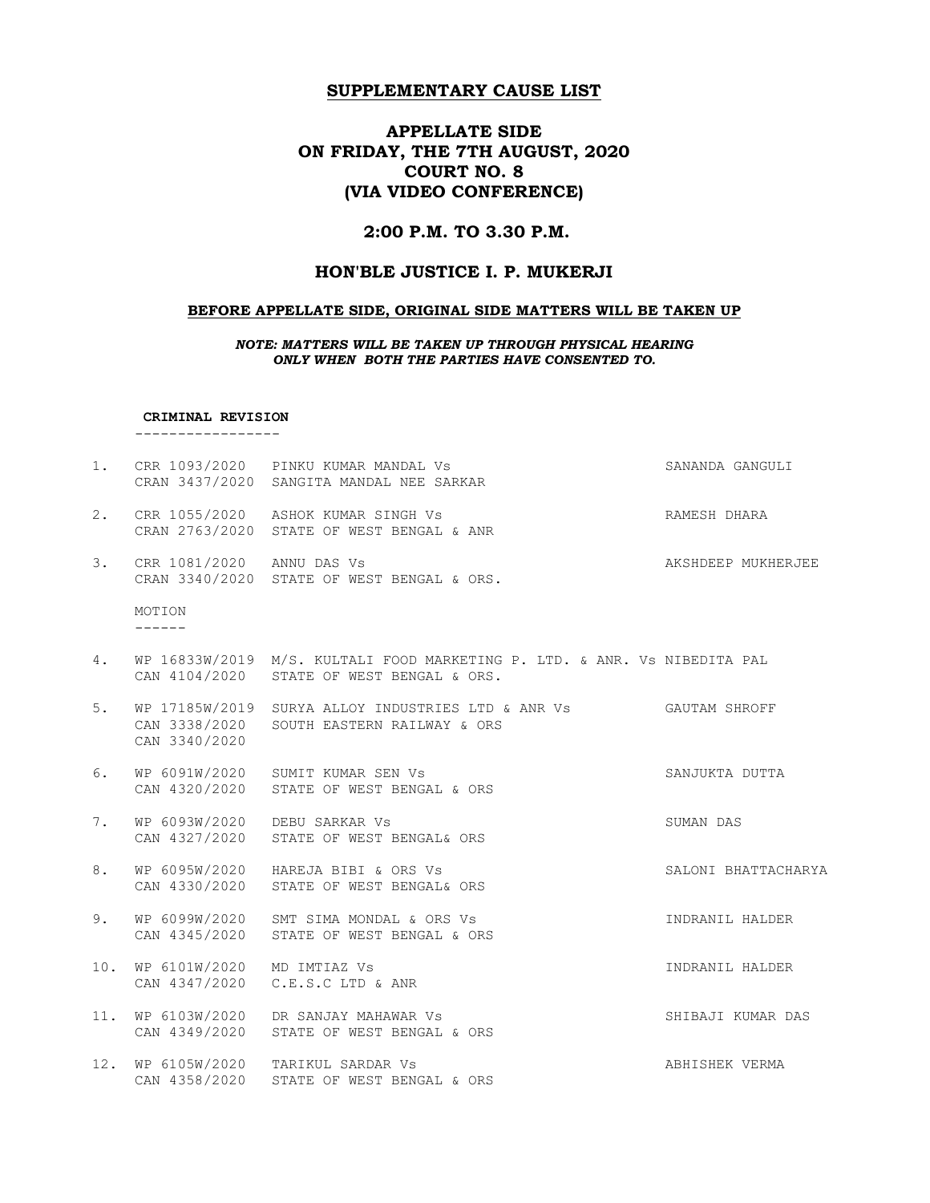## SUPPLEMENTARY CAUSE LIST

# APPELLATE SIDE
# ON FRIDAY, THE 7TH AUGUST, 2020
# COURT NO. 8
# (VIA VIDEO CONFERENCE)

### 2:00 P.M. TO 3.30 P.M.

### HON'BLE JUSTICE I. P. MUKERJI

**BEFORE APPELLATE SIDE, ORIGINAL SIDE MATTERS WILL BE TAKEN UP**

***NOTE: MATTERS WILL BE TAKEN UP THROUGH PHYSICAL HEARING ONLY WHEN BOTH THE PARTIES HAVE CONSENTED TO.***

**CRIMINAL REVISION**

| No. | Case No. | Parties | Advocate |
|---|---|---|---|
| 1. | CRR 1093/2020<br>CRAN 3437/2020 | PINKU KUMAR MANDAL Vs<br>SANGITA MANDAL NEE SARKAR | SANANDA GANGULI |
| 2. | CRR 1055/2020<br>CRAN 2763/2020 | ASHOK KUMAR SINGH Vs<br>STATE OF WEST BENGAL & ANR | RAMESH DHARA |
| 3. | CRR 1081/2020<br>CRAN 3340/2020 | ANNU DAS Vs<br>STATE OF WEST BENGAL & ORS. | AKSHDEEP MUKHERJEE |

MOTION

| No. | Case No. | Parties | Advocate |
|---|---|---|---|
| 4. | WP 16833W/2019<br>CAN 4104/2020 | M/S. KULTALI FOOD MARKETING P. LTD. & ANR. Vs<br>STATE OF WEST BENGAL & ORS. | NIBEDITA PAL |
| 5. | WP 17185W/2019<br>CAN 3338/2020<br>CAN 3340/2020 | SURYA ALLOY INDUSTRIES LTD & ANR Vs<br>SOUTH EASTERN RAILWAY & ORS | GAUTAM SHROFF |
| 6. | WP 6091W/2020<br>CAN 4320/2020 | SUMIT KUMAR SEN Vs<br>STATE OF WEST BENGAL & ORS | SANJUKTA DUTTA |
| 7. | WP 6093W/2020<br>CAN 4327/2020 | DEBU SARKAR Vs<br>STATE OF WEST BENGAL& ORS | SUMAN DAS |
| 8. | WP 6095W/2020<br>CAN 4330/2020 | HAREJA BIBI & ORS Vs<br>STATE OF WEST BENGAL& ORS | SALONI BHATTACHARYA |
| 9. | WP 6099W/2020<br>CAN 4345/2020 | SMT SIMA MONDAL & ORS Vs<br>STATE OF WEST BENGAL & ORS | INDRANIL HALDER |
| 10. | WP 6101W/2020<br>CAN 4347/2020 | MD IMTIAZ Vs<br>C.E.S.C LTD & ANR | INDRANIL HALDER |
| 11. | WP 6103W/2020<br>CAN 4349/2020 | DR SANJAY MAHAWAR Vs<br>STATE OF WEST BENGAL & ORS | SHIBAJI KUMAR DAS |
| 12. | WP 6105W/2020<br>CAN 4358/2020 | TARIKUL SARDAR Vs<br>STATE OF WEST BENGAL & ORS | ABHISHEK VERMA |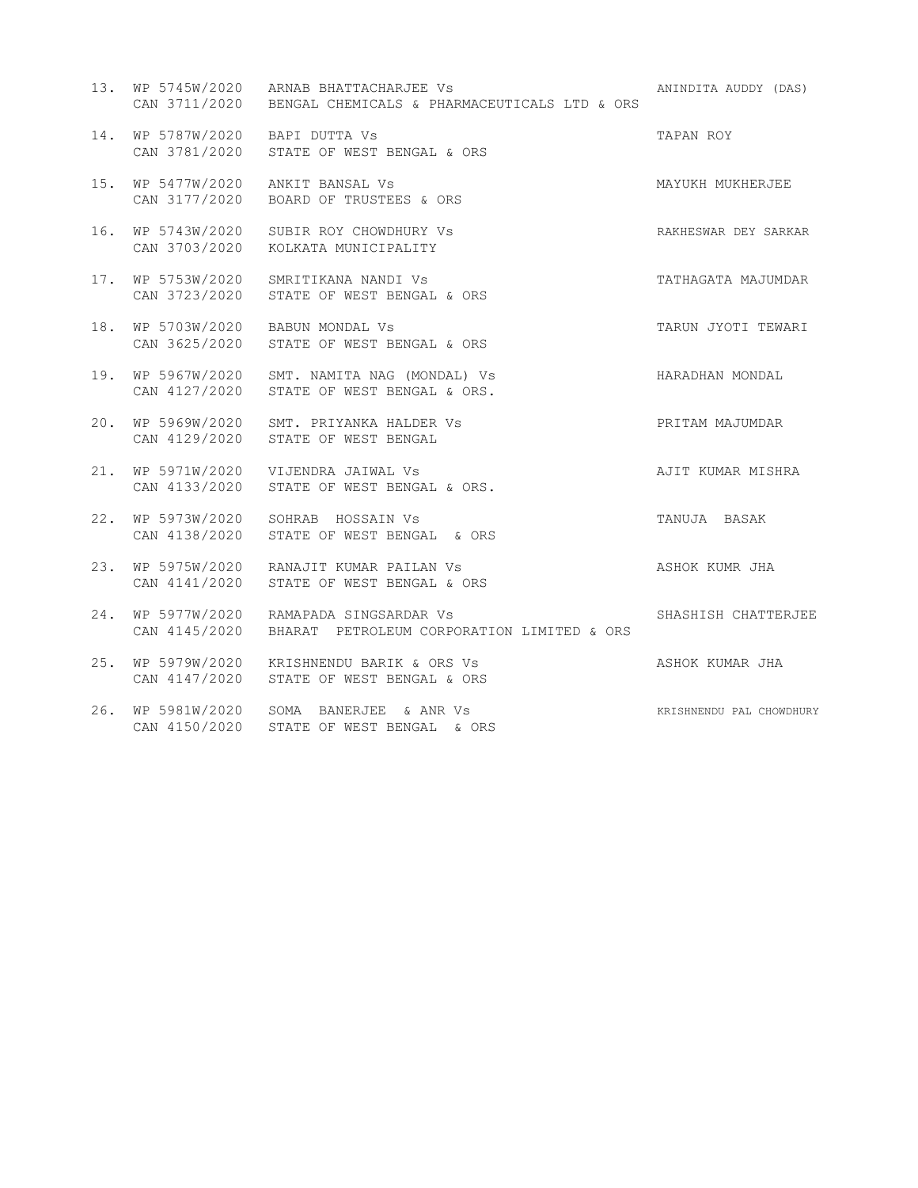| | | | |
|---|---|---|---|
| 13. | WP 5745W/2020<br>CAN 3711/2020 | ARNAB BHATTACHARJEE Vs<br>BENGAL CHEMICALS & PHARMACEUTICALS LTD & ORS | ANINDITA AUDDY (DAS) |
| 14. | WP 5787W/2020<br>CAN 3781/2020 | BAPI DUTTA Vs<br>STATE OF WEST BENGAL & ORS | TAPAN ROY |
| 15. | WP 5477W/2020<br>CAN 3177/2020 | ANKIT BANSAL Vs<br>BOARD OF TRUSTEES & ORS | MAYUKH MUKHERJEE |
| 16. | WP 5743W/2020<br>CAN 3703/2020 | SUBIR ROY CHOWDHURY Vs<br>KOLKATA MUNICIPALITY | RAKHESWAR DEY SARKAR |
| 17. | WP 5753W/2020<br>CAN 3723/2020 | SMRITIKANA NANDI Vs<br>STATE OF WEST BENGAL & ORS | TATHAGATA MAJUMDAR |
| 18. | WP 5703W/2020<br>CAN 3625/2020 | BABUN MONDAL Vs<br>STATE OF WEST BENGAL & ORS | TARUN JYOTI TEWARI |
| 19. | WP 5967W/2020<br>CAN 4127/2020 | SMT. NAMITA NAG (MONDAL) Vs<br>STATE OF WEST BENGAL & ORS. | HARADHAN MONDAL |
| 20. | WP 5969W/2020<br>CAN 4129/2020 | SMT. PRIYANKA HALDER Vs<br>STATE OF WEST BENGAL | PRITAM MAJUMDAR |
| 21. | WP 5971W/2020<br>CAN 4133/2020 | VIJENDRA JAIWAL Vs<br>STATE OF WEST BENGAL & ORS. | AJIT KUMAR MISHRA |
| 22. | WP 5973W/2020<br>CAN 4138/2020 | SOHRAB HOSSAIN Vs<br>STATE OF WEST BENGAL & ORS | TANUJA BASAK |
| 23. | WP 5975W/2020<br>CAN 4141/2020 | RANAJIT KUMAR PAILAN Vs<br>STATE OF WEST BENGAL & ORS | ASHOK KUMR JHA |
| 24. | WP 5977W/2020<br>CAN 4145/2020 | RAMAPADA SINGSARDAR Vs<br>BHARAT PETROLEUM CORPORATION LIMITED & ORS | SHASHISH CHATTERJEE |
| 25. | WP 5979W/2020<br>CAN 4147/2020 | KRISHNENDU BARIK & ORS Vs<br>STATE OF WEST BENGAL & ORS | ASHOK KUMAR JHA |
| 26. | WP 5981W/2020<br>CAN 4150/2020 | SOMA BANERJEE & ANR Vs<br>STATE OF WEST BENGAL & ORS | KRISHNENDU PAL CHOWDHURY |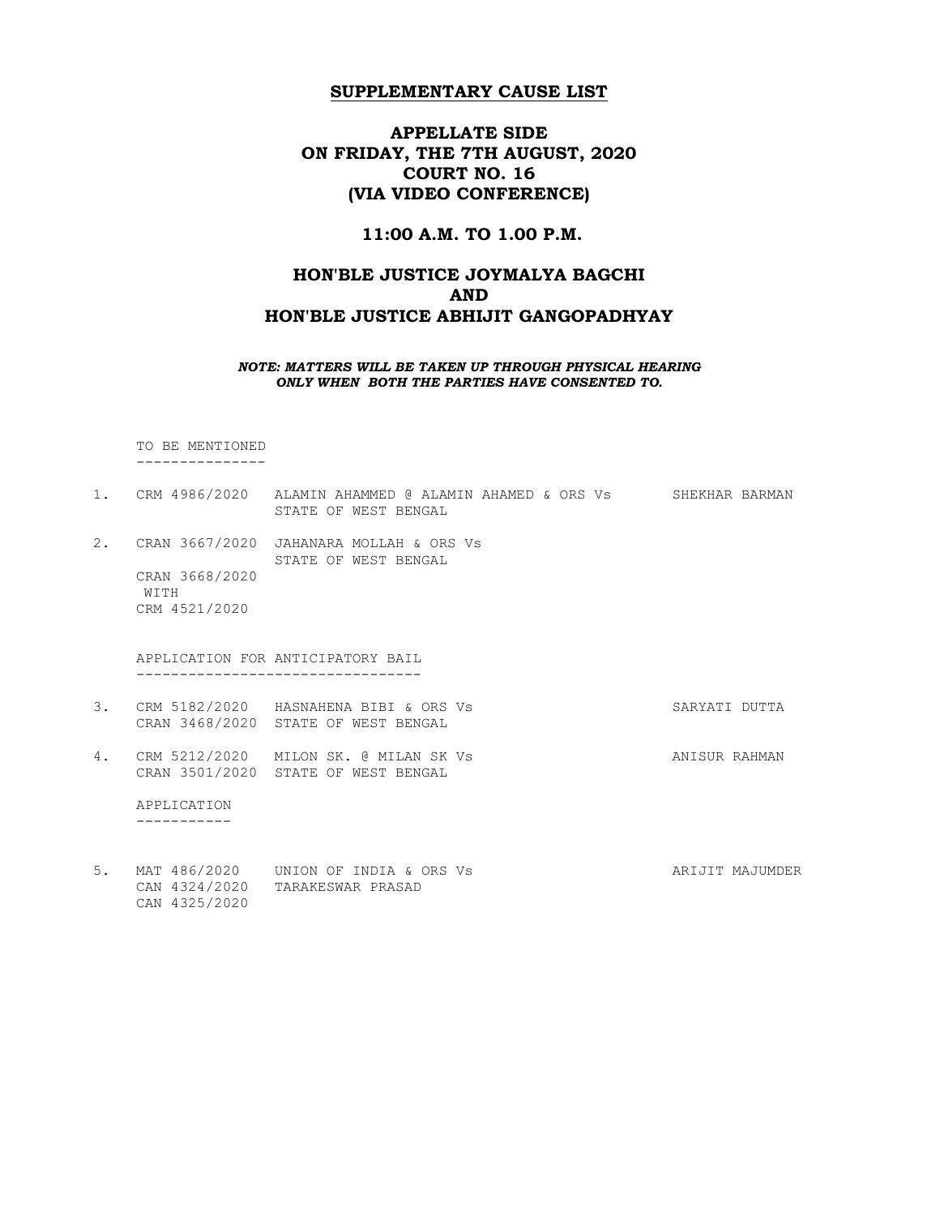**SUPPLEMENTARY CAUSE LIST**

**APPELLATE SIDE**
**ON FRIDAY, THE 7TH AUGUST, 2020**
**COURT NO. 16**
**(VIA VIDEO CONFERENCE)**

**11:00 A.M. TO 1.00 P.M.**

**HON'BLE JUSTICE JOYMALYA BAGCHI**
**AND**
**HON'BLE JUSTICE ABHIJIT GANGOPADHYAY**

***NOTE: MATTERS WILL BE TAKEN UP THROUGH PHYSICAL HEARING ONLY WHEN BOTH THE PARTIES HAVE CONSENTED TO.***

TO BE MENTIONED
---------------

| No. | Case No. | Parties | Advocate |
|---|---|---|---|
| 1. | CRM 4986/2020 | ALAMIN AHAMMED @ ALAMIN AHAMED & ORS Vs STATE OF WEST BENGAL | SHEKHAR BARMAN |
| 2. | CRAN 3667/2020 CRAN 3668/2020 WITH CRM 4521/2020 | JAHANARA MOLLAH & ORS Vs STATE OF WEST BENGAL | |

APPLICATION FOR ANTICIPATORY BAIL
---------------------------------

| No. | Case No. | Parties | Advocate |
|---|---|---|---|
| 3. | CRM 5182/2020 CRAN 3468/2020 | HASNAHENA BIBI & ORS Vs STATE OF WEST BENGAL | SARYATI DUTTA |
| 4. | CRM 5212/2020 CRAN 3501/2020 | MILON SK. @ MILAN SK Vs STATE OF WEST BENGAL | ANISUR RAHMAN |

APPLICATION
-----------

| No. | Case No. | Parties | Advocate |
|---|---|---|---|
| 5. | MAT 486/2020 CAN 4324/2020 CAN 4325/2020 | UNION OF INDIA & ORS Vs TARAKESWAR PRASAD | ARIJIT MAJUMDER |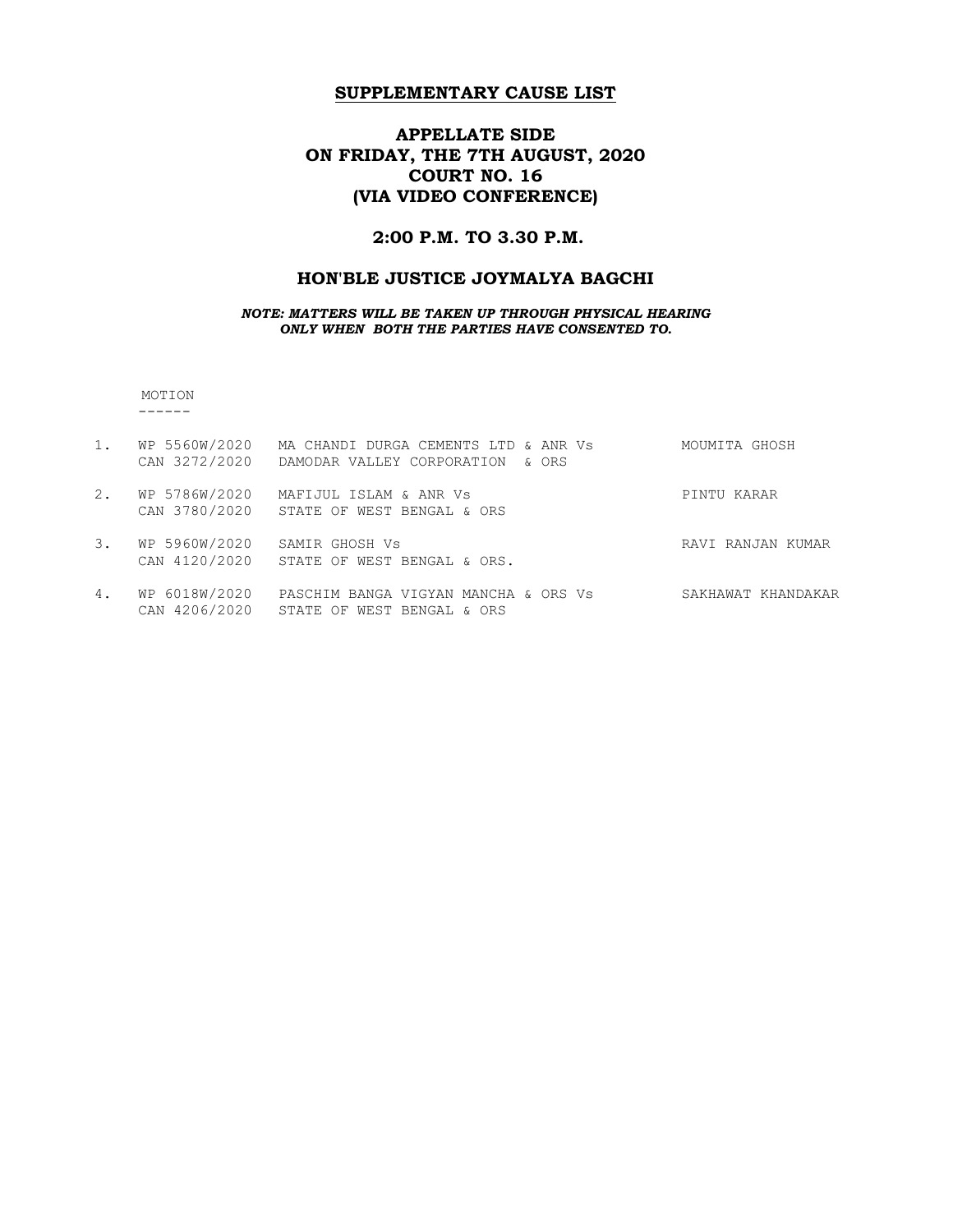# SUPPLEMENTARY CAUSE LIST

## APPELLATE SIDE
## ON FRIDAY, THE 7TH AUGUST, 2020
## COURT NO. 16
## (VIA VIDEO CONFERENCE)

### 2:00 P.M. TO 3.30 P.M.

### HON'BLE JUSTICE JOYMALYA BAGCHI

***NOTE: MATTERS WILL BE TAKEN UP THROUGH PHYSICAL HEARING ONLY WHEN BOTH THE PARTIES HAVE CONSENTED TO.***

MOTION
------

| | Case No. | Parties | Advocate |
|---|---|---|---|
| 1. | WP 5560W/2020<br>CAN 3272/2020 | MA CHANDI DURGA CEMENTS LTD & ANR Vs<br>DAMODAR VALLEY CORPORATION & ORS | MOUMITA GHOSH |
| 2. | WP 5786W/2020<br>CAN 3780/2020 | MAFIJUL ISLAM & ANR Vs<br>STATE OF WEST BENGAL & ORS | PINTU KARAR |
| 3. | WP 5960W/2020<br>CAN 4120/2020 | SAMIR GHOSH Vs<br>STATE OF WEST BENGAL & ORS. | RAVI RANJAN KUMAR |
| 4. | WP 6018W/2020<br>CAN 4206/2020 | PASCHIM BANGA VIGYAN MANCHA & ORS Vs<br>STATE OF WEST BENGAL & ORS | SAKHAWAT KHANDAKAR |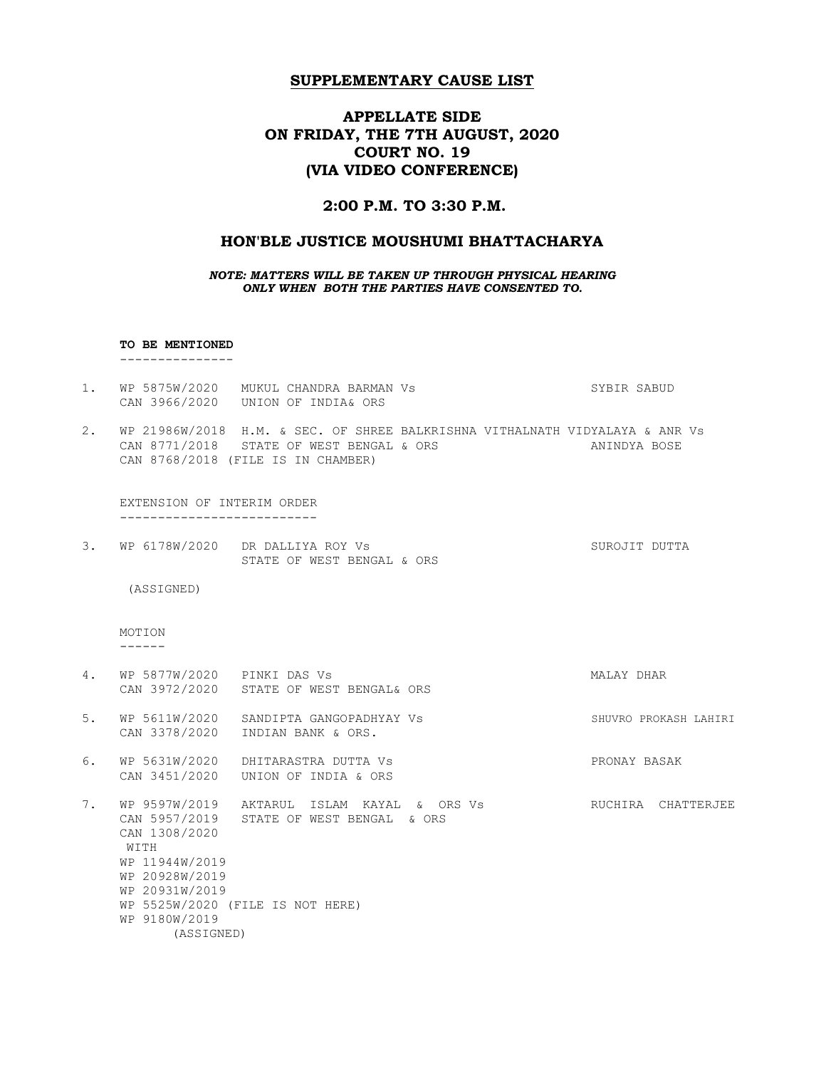# SUPPLEMENTARY CAUSE LIST

## APPELLATE SIDE
## ON FRIDAY, THE 7TH AUGUST, 2020
## COURT NO. 19
## (VIA VIDEO CONFERENCE)

### 2:00 P.M. TO 3:30 P.M.

### HON'BLE JUSTICE MOUSHUMI BHATTACHARYA

***NOTE: MATTERS WILL BE TAKEN UP THROUGH PHYSICAL HEARING ONLY WHEN BOTH THE PARTIES HAVE CONSENTED TO.***

**TO BE MENTIONED**

1. WP 5875W/2020 MUKUL CHANDRA BARMAN Vs — SYBIR SABUD
   CAN 3966/2020 UNION OF INDIA& ORS

2. WP 21986W/2018 H.M. & SEC. OF SHREE BALKRISHNA VITHALNATH VIDYALAYA & ANR Vs
   CAN 8771/2018 STATE OF WEST BENGAL & ORS — ANINDYA BOSE
   CAN 8768/2018 (FILE IS IN CHAMBER)

EXTENSION OF INTERIM ORDER

3. WP 6178W/2020 DR DALLIYA ROY Vs — SUROJIT DUTTA
   STATE OF WEST BENGAL & ORS

   (ASSIGNED)

MOTION

4. WP 5877W/2020 PINKI DAS Vs — MALAY DHAR
   CAN 3972/2020 STATE OF WEST BENGAL& ORS

5. WP 5611W/2020 SANDIPTA GANGOPADHYAY Vs — SHUVRO PROKASH LAHIRI
   CAN 3378/2020 INDIAN BANK & ORS.

6. WP 5631W/2020 DHITARASTRA DUTTA Vs — PRONAY BASAK
   CAN 3451/2020 UNION OF INDIA & ORS

7. WP 9597W/2019 AKTARUL ISLAM KAYAL & ORS Vs — RUCHIRA CHATTERJEE
   CAN 5957/2019 STATE OF WEST BENGAL & ORS
   CAN 1308/2020
   WITH
   WP 11944W/2019
   WP 20928W/2019
   WP 20931W/2019
   WP 5525W/2020 (FILE IS NOT HERE)
   WP 9180W/2019
   (ASSIGNED)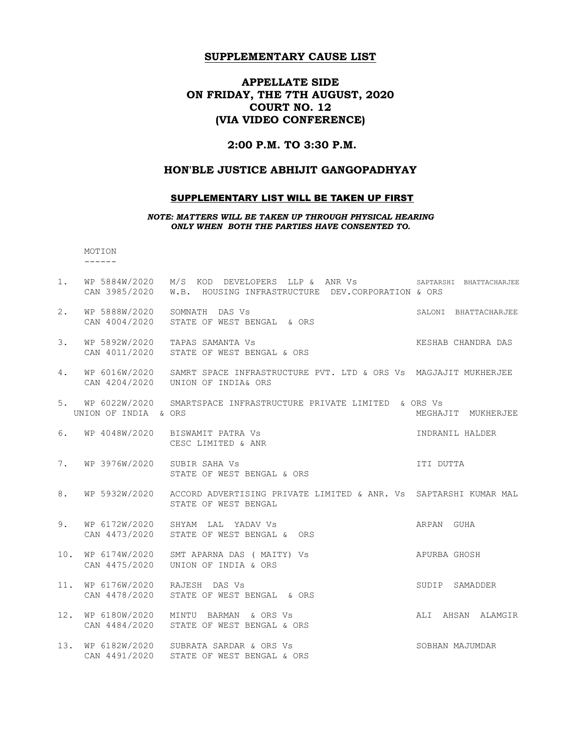## SUPPLEMENTARY CAUSE LIST

# APPELLATE SIDE
# ON FRIDAY, THE 7TH AUGUST, 2020
# COURT NO. 12
# (VIA VIDEO CONFERENCE)

## 2:00 P.M. TO 3:30 P.M.

## HON'BLE JUSTICE ABHIJIT GANGOPADHYAY

### SUPPLEMENTARY LIST WILL BE TAKEN UP FIRST

***NOTE: MATTERS WILL BE TAKEN UP THROUGH PHYSICAL HEARING ONLY WHEN BOTH THE PARTIES HAVE CONSENTED TO.***

MOTION
------

1. WP 5884W/2020 M/S KOD DEVELOPERS LLP & ANR Vs W.B. HOUSING INFRASTRUCTURE DEV.CORPORATION & ORS — SAPTARSHI BHATTACHARJEE
   CAN 3985/2020

2. WP 5888W/2020 SOMNATH DAS Vs STATE OF WEST BENGAL & ORS — SALONI BHATTACHARJEE
   CAN 4004/2020

3. WP 5892W/2020 TAPAS SAMANTA Vs STATE OF WEST BENGAL & ORS — KESHAB CHANDRA DAS
   CAN 4011/2020

4. WP 6016W/2020 SAMRT SPACE INFRASTRUCTURE PVT. LTD & ORS Vs UNION OF INDIA& ORS — MAGGAJIT MUKHERJEE
   CAN 4204/2020

5. WP 6022W/2020 SMARTSPACE INFRASTRUCTURE PRIVATE LIMITED & ORS Vs UNION OF INDIA & ORS — MEGHAJIT MUKHERJEE

6. WP 4048W/2020 BISWAMIT PATRA Vs CESC LIMITED & ANR — INDRANIL HALDER

7. WP 3976W/2020 SUBIR SAHA Vs STATE OF WEST BENGAL & ORS — ITI DUTTA

8. WP 5932W/2020 ACCORD ADVERTISING PRIVATE LIMITED & ANR. Vs STATE OF WEST BENGAL — SAPTARSHI KUMAR MAL

9. WP 6172W/2020 SHYAM LAL YADAV Vs STATE OF WEST BENGAL & ORS — ARPAN GUHA
   CAN 4473/2020

10. WP 6174W/2020 SMT APARNA DAS ( MAITY) Vs UNION OF INDIA & ORS — APURBA GHOSH
    CAN 4475/2020

11. WP 6176W/2020 RAJESH DAS Vs STATE OF WEST BENGAL & ORS — SUDIP SAMADDER
    CAN 4478/2020

12. WP 6180W/2020 MINTU BARMAN & ORS Vs STATE OF WEST BENGAL & ORS — ALI AHSAN ALAMGIR
    CAN 4484/2020

13. WP 6182W/2020 SUBRATA SARDAR & ORS Vs STATE OF WEST BENGAL & ORS — SOBHAN MAJUMDAR
    CAN 4491/2020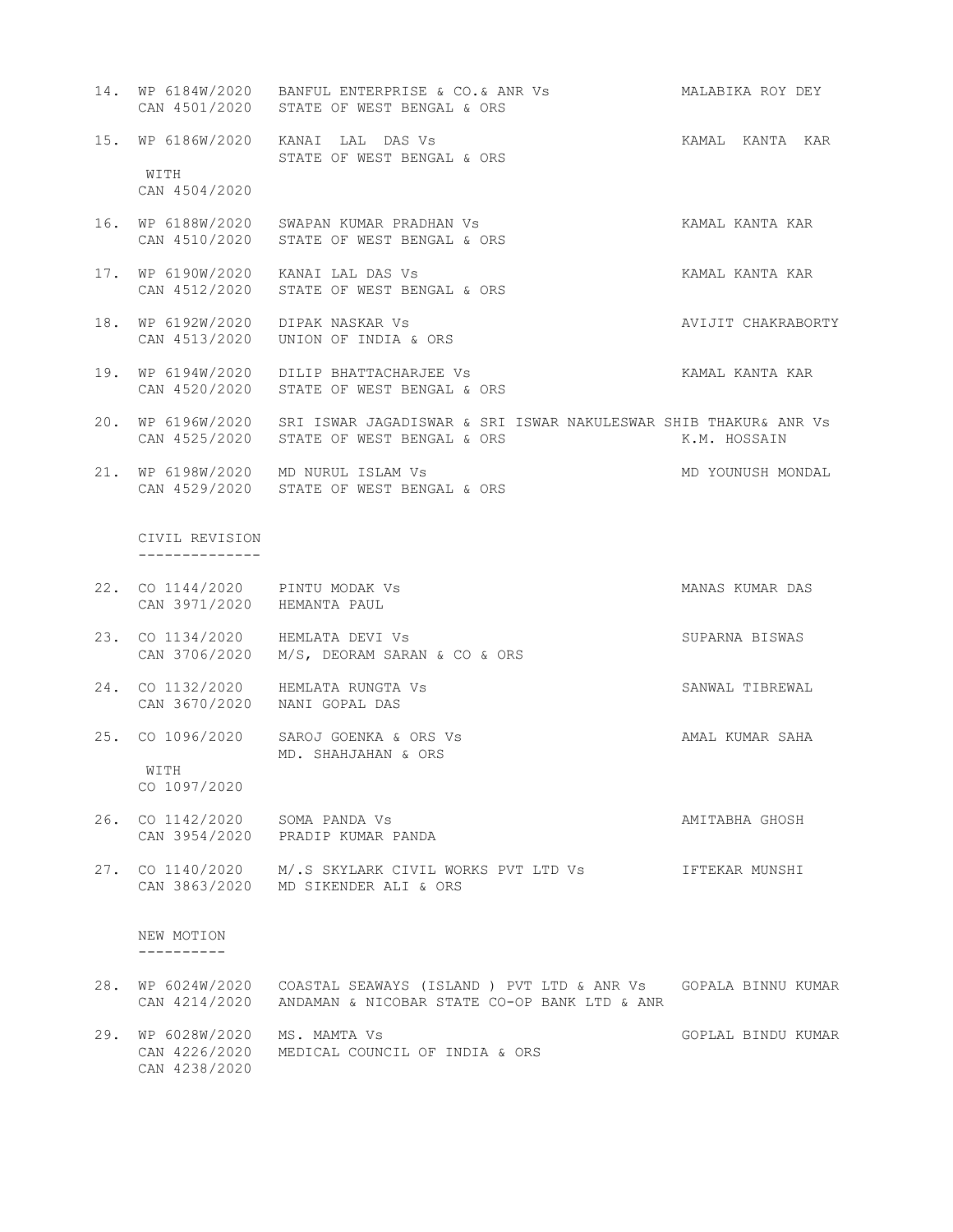14. WP 6184W/2020 BANFUL ENTERPRISE & CO.& ANR Vs MALABIKA ROY DEY
    CAN 4501/2020 STATE OF WEST BENGAL & ORS

15. WP 6186W/2020 KANAI LAL DAS Vs KAMAL KANTA KAR
    STATE OF WEST BENGAL & ORS
    WITH
    CAN 4504/2020

16. WP 6188W/2020 SWAPAN KUMAR PRADHAN Vs KAMAL KANTA KAR
    CAN 4510/2020 STATE OF WEST BENGAL & ORS

17. WP 6190W/2020 KANAI LAL DAS Vs KAMAL KANTA KAR
    CAN 4512/2020 STATE OF WEST BENGAL & ORS

18. WP 6192W/2020 DIPAK NASKAR Vs AVIJIT CHAKRABORTY
    CAN 4513/2020 UNION OF INDIA & ORS

19. WP 6194W/2020 DILIP BHATTACHARJEE Vs KAMAL KANTA KAR
    CAN 4520/2020 STATE OF WEST BENGAL & ORS

20. WP 6196W/2020 SRI ISWAR JAGADISWAR & SRI ISWAR NAKULESWAR SHIB THAKUR& ANR Vs
    CAN 4525/2020 STATE OF WEST BENGAL & ORS K.M. HOSSAIN

21. WP 6198W/2020 MD NURUL ISLAM Vs MD YOUNUSH MONDAL
    CAN 4529/2020 STATE OF WEST BENGAL & ORS

CIVIL REVISION
--------------

22. CO 1144/2020 PINTU MODAK Vs MANAS KUMAR DAS
    CAN 3971/2020 HEMANTA PAUL

23. CO 1134/2020 HEMLATA DEVI Vs SUPARNA BISWAS
    CAN 3706/2020 M/S, DEORAM SARAN & CO & ORS

24. CO 1132/2020 HEMLATA RUNGTA Vs SANWAL TIBREWAL
    CAN 3670/2020 NANI GOPAL DAS

25. CO 1096/2020 SAROJ GOENKA & ORS Vs AMAL KUMAR SAHA
    MD. SHAHJAHAN & ORS
    WITH
    CO 1097/2020

26. CO 1142/2020 SOMA PANDA Vs AMITABHA GHOSH
    CAN 3954/2020 PRADIP KUMAR PANDA

27. CO 1140/2020 M/.S SKYLARK CIVIL WORKS PVT LTD Vs IFTEKAR MUNSHI
    CAN 3863/2020 MD SIKENDER ALI & ORS

NEW MOTION
----------

28. WP 6024W/2020 COASTAL SEAWAYS (ISLAND ) PVT LTD & ANR Vs GOPALA BINNU KUMAR
    CAN 4214/2020 ANDAMAN & NICOBAR STATE CO-OP BANK LTD & ANR

29. WP 6028W/2020 MS. MAMTA Vs GOPLAL BINDU KUMAR
    CAN 4226/2020 MEDICAL COUNCIL OF INDIA & ORS
    CAN 4238/2020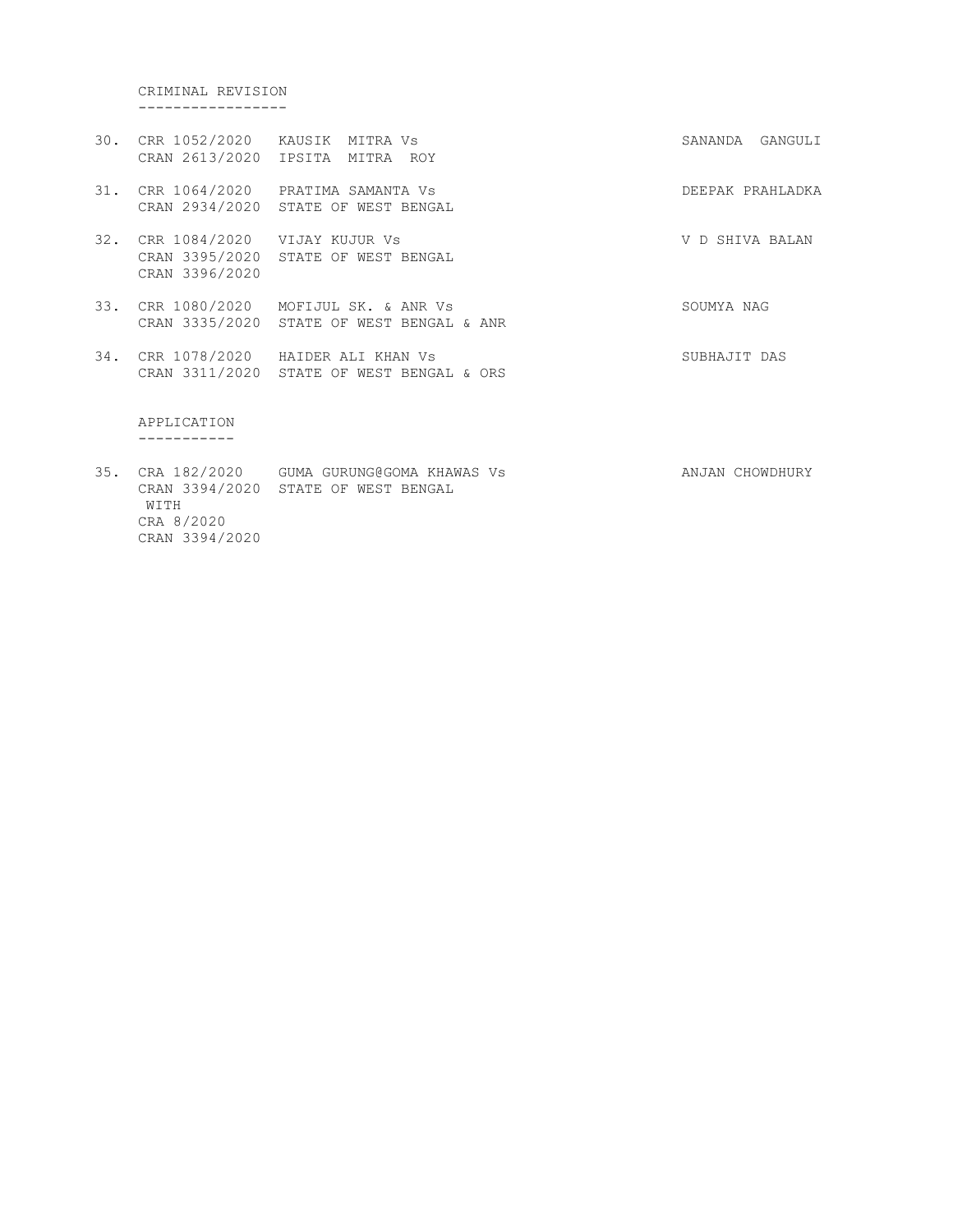CRIMINAL REVISION
-----------------

30. CRR 1052/2020 KAUSIK MITRA Vs SANANDA GANGULI
    CRAN 2613/2020 IPSITA MITRA ROY

31. CRR 1064/2020 PRATIMA SAMANTA Vs DEEPAK PRAHLADKA
    CRAN 2934/2020 STATE OF WEST BENGAL

32. CRR 1084/2020 VIJAY KUJUR Vs V D SHIVA BALAN
    CRAN 3395/2020 STATE OF WEST BENGAL
    CRAN 3396/2020

33. CRR 1080/2020 MOFIJUL SK. & ANR Vs SOUMYA NAG
    CRAN 3335/2020 STATE OF WEST BENGAL & ANR

34. CRR 1078/2020 HAIDER ALI KHAN Vs SUBHAJIT DAS
    CRAN 3311/2020 STATE OF WEST BENGAL & ORS

APPLICATION
-----------

35. CRA 182/2020 GUMA GURUNG@GOMA KHAWAS Vs ANJAN CHOWDHURY
    CRAN 3394/2020 STATE OF WEST BENGAL
    WITH
    CRA 8/2020
    CRAN 3394/2020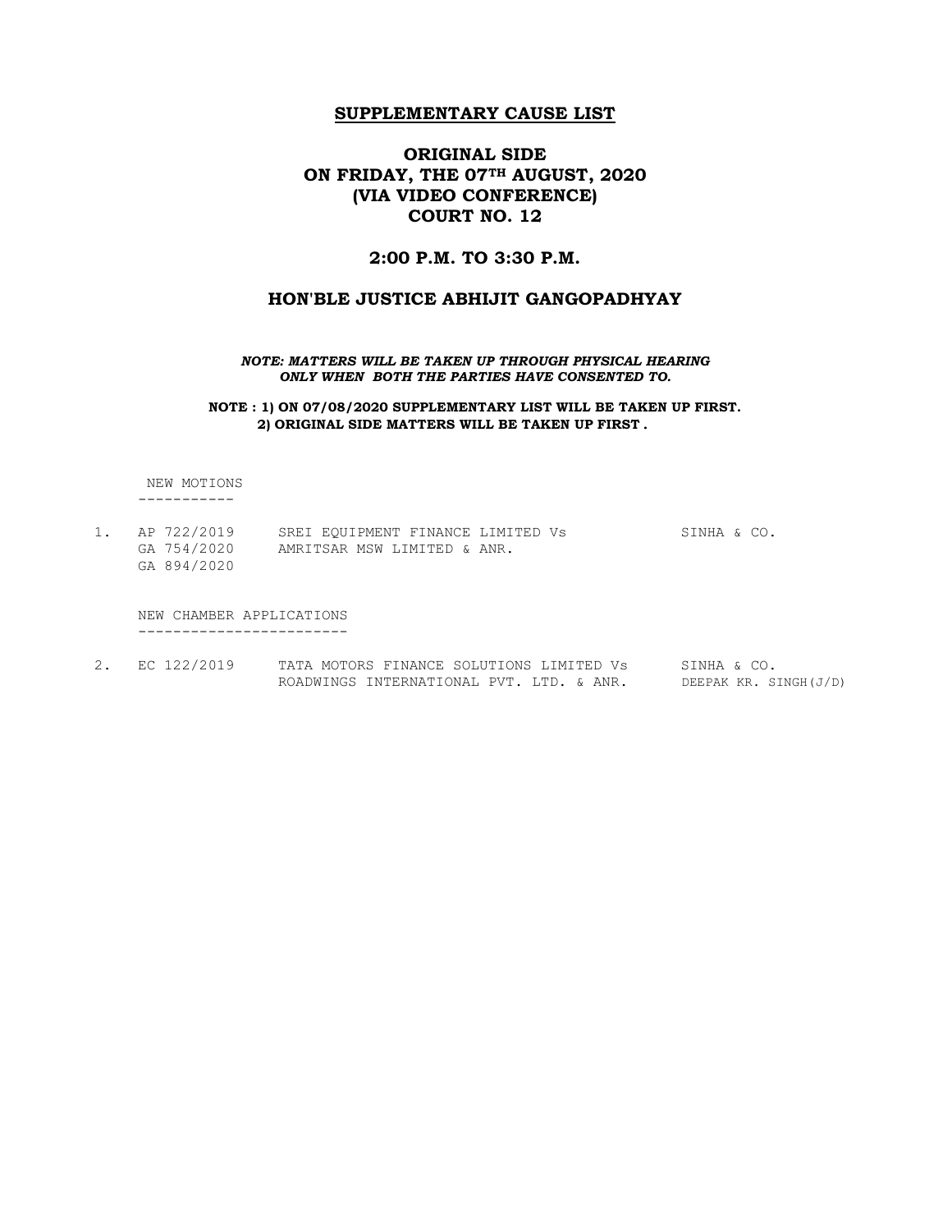## SUPPLEMENTARY CAUSE LIST

## ORIGINAL SIDE
## ON FRIDAY, THE 07TH AUGUST, 2020
## (VIA VIDEO CONFERENCE)
## COURT NO. 12

### 2:00 P.M. TO 3:30 P.M.

### HON'BLE JUSTICE ABHIJIT GANGOPADHYAY

***NOTE: MATTERS WILL BE TAKEN UP THROUGH PHYSICAL HEARING ONLY WHEN BOTH THE PARTIES HAVE CONSENTED TO.***

**NOTE : 1) ON 07/08/2020 SUPPLEMENTARY LIST WILL BE TAKEN UP FIRST.**
**2) ORIGINAL SIDE MATTERS WILL BE TAKEN UP FIRST .**

NEW MOTIONS
-----------

| | | | |
|---|---|---|---|
| 1. | AP 722/2019<br>GA 754/2020<br>GA 894/2020 | SREI EQUIPMENT FINANCE LIMITED Vs<br>AMRITSAR MSW LIMITED & ANR. | SINHA & CO. |

NEW CHAMBER APPLICATIONS
------------------------

| | | | |
|---|---|---|---|
| 2. | EC 122/2019 | TATA MOTORS FINANCE SOLUTIONS LIMITED Vs<br>ROADWINGS INTERNATIONAL PVT. LTD. & ANR. | SINHA & CO.<br>DEEPAK KR. SINGH(J/D) |